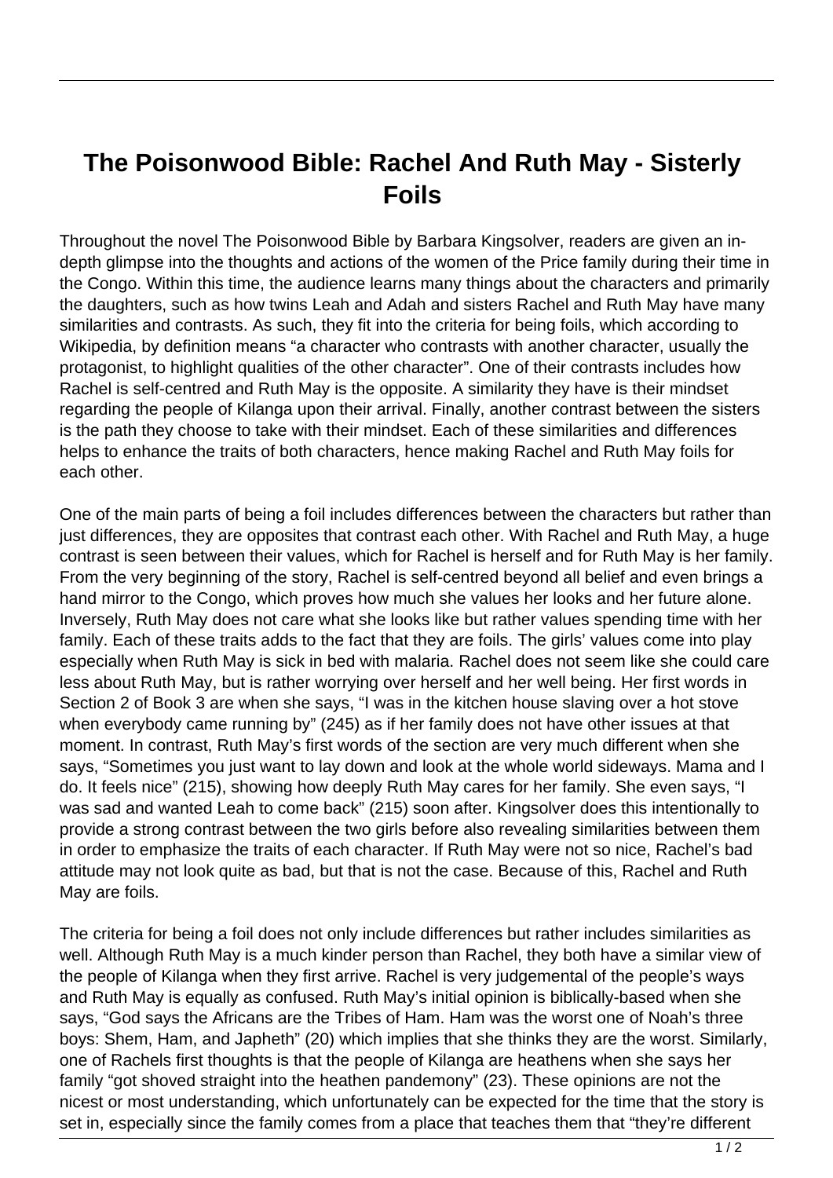# The Poisonwood Bible: Rachel And Ruth May - Sisterly Foils

Throughout the novel The Poisonwood Bible by Barbara Kingsolver, readers are given an in-depth glimpse into the thoughts and actions of the women of the Price family during their time in the Congo. Within this time, the audience learns many things about the characters and primarily the daughters, such as how twins Leah and Adah and sisters Rachel and Ruth May have many similarities and contrasts. As such, they fit into the criteria for being foils, which according to Wikipedia, by definition means "a character who contrasts with another character, usually the protagonist, to highlight qualities of the other character". One of their contrasts includes how Rachel is self-centred and Ruth May is the opposite. A similarity they have is their mindset regarding the people of Kilanga upon their arrival. Finally, another contrast between the sisters is the path they choose to take with their mindset. Each of these similarities and differences helps to enhance the traits of both characters, hence making Rachel and Ruth May foils for each other.

One of the main parts of being a foil includes differences between the characters but rather than just differences, they are opposites that contrast each other. With Rachel and Ruth May, a huge contrast is seen between their values, which for Rachel is herself and for Ruth May is her family. From the very beginning of the story, Rachel is self-centred beyond all belief and even brings a hand mirror to the Congo, which proves how much she values her looks and her future alone. Inversely, Ruth May does not care what she looks like but rather values spending time with her family. Each of these traits adds to the fact that they are foils. The girls' values come into play especially when Ruth May is sick in bed with malaria. Rachel does not seem like she could care less about Ruth May, but is rather worrying over herself and her well being. Her first words in Section 2 of Book 3 are when she says, "I was in the kitchen house slaving over a hot stove when everybody came running by" (245) as if her family does not have other issues at that moment. In contrast, Ruth May's first words of the section are very much different when she says, "Sometimes you just want to lay down and look at the whole world sideways. Mama and I do. It feels nice" (215), showing how deeply Ruth May cares for her family. She even says, "I was sad and wanted Leah to come back" (215) soon after. Kingsolver does this intentionally to provide a strong contrast between the two girls before also revealing similarities between them in order to emphasize the traits of each character. If Ruth May were not so nice, Rachel's bad attitude may not look quite as bad, but that is not the case. Because of this, Rachel and Ruth May are foils.

The criteria for being a foil does not only include differences but rather includes similarities as well. Although Ruth May is a much kinder person than Rachel, they both have a similar view of the people of Kilanga when they first arrive. Rachel is very judgemental of the people's ways and Ruth May is equally as confused. Ruth May's initial opinion is biblically-based when she says, "God says the Africans are the Tribes of Ham. Ham was the worst one of Noah's three boys: Shem, Ham, and Japheth" (20) which implies that she thinks they are the worst. Similarly, one of Rachels first thoughts is that the people of Kilanga are heathens when she says her family "got shoved straight into the heathen pandemony" (23). These opinions are not the nicest or most understanding, which unfortunately can be expected for the time that the story is set in, especially since the family comes from a place that teaches them that "they're different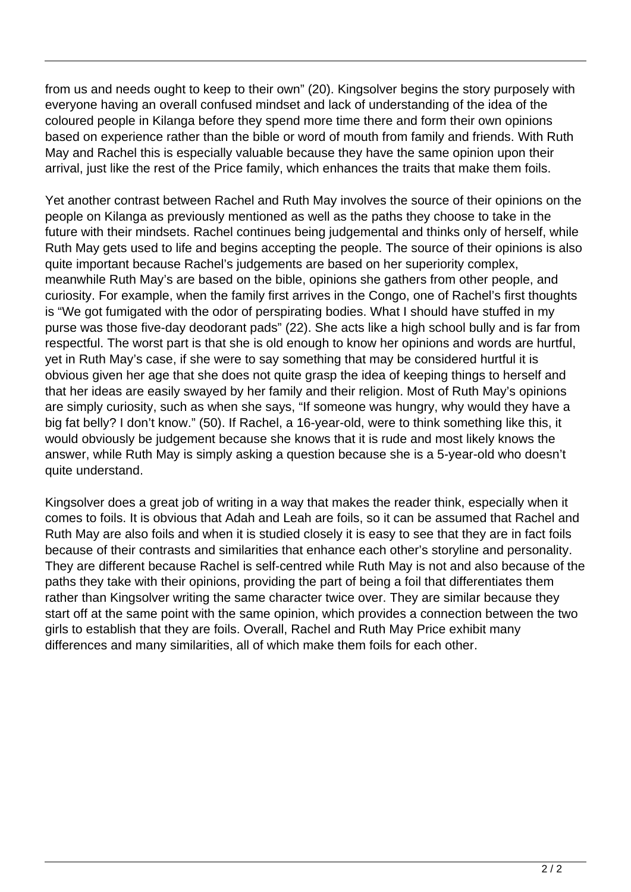from us and needs ought to keep to their own" (20). Kingsolver begins the story purposely with everyone having an overall confused mindset and lack of understanding of the idea of the coloured people in Kilanga before they spend more time there and form their own opinions based on experience rather than the bible or word of mouth from family and friends. With Ruth May and Rachel this is especially valuable because they have the same opinion upon their arrival, just like the rest of the Price family, which enhances the traits that make them foils.

Yet another contrast between Rachel and Ruth May involves the source of their opinions on the people on Kilanga as previously mentioned as well as the paths they choose to take in the future with their mindsets. Rachel continues being judgemental and thinks only of herself, while Ruth May gets used to life and begins accepting the people. The source of their opinions is also quite important because Rachel's judgements are based on her superiority complex, meanwhile Ruth May's are based on the bible, opinions she gathers from other people, and curiosity. For example, when the family first arrives in the Congo, one of Rachel's first thoughts is "We got fumigated with the odor of perspirating bodies. What I should have stuffed in my purse was those five-day deodorant pads" (22). She acts like a high school bully and is far from respectful. The worst part is that she is old enough to know her opinions and words are hurtful, yet in Ruth May's case, if she were to say something that may be considered hurtful it is obvious given her age that she does not quite grasp the idea of keeping things to herself and that her ideas are easily swayed by her family and their religion. Most of Ruth May's opinions are simply curiosity, such as when she says, "If someone was hungry, why would they have a big fat belly? I don't know." (50). If Rachel, a 16-year-old, were to think something like this, it would obviously be judgement because she knows that it is rude and most likely knows the answer, while Ruth May is simply asking a question because she is a 5-year-old who doesn't quite understand.

Kingsolver does a great job of writing in a way that makes the reader think, especially when it comes to foils. It is obvious that Adah and Leah are foils, so it can be assumed that Rachel and Ruth May are also foils and when it is studied closely it is easy to see that they are in fact foils because of their contrasts and similarities that enhance each other's storyline and personality. They are different because Rachel is self-centred while Ruth May is not and also because of the paths they take with their opinions, providing the part of being a foil that differentiates them rather than Kingsolver writing the same character twice over. They are similar because they start off at the same point with the same opinion, which provides a connection between the two girls to establish that they are foils. Overall, Rachel and Ruth May Price exhibit many differences and many similarities, all of which make them foils for each other.